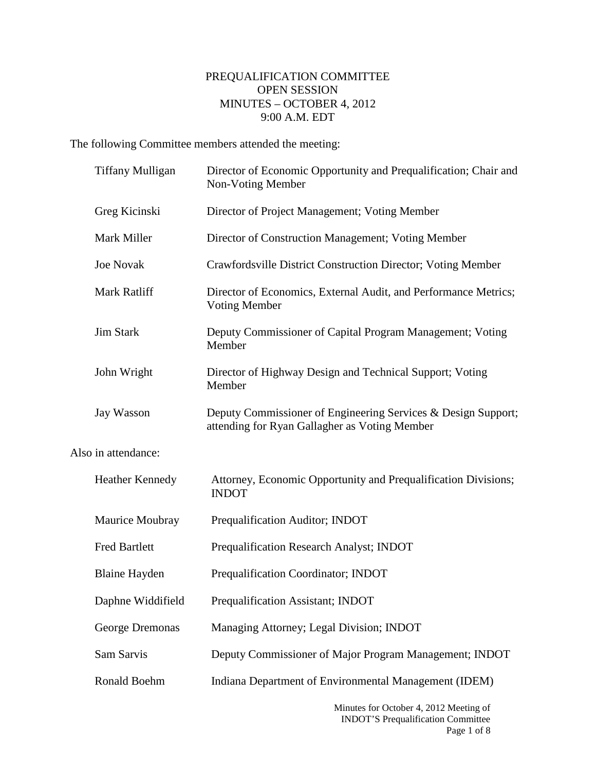# PREQUALIFICATION COMMITTEE
## OPEN SESSION
## MINUTES – OCTOBER 4, 2012
## 9:00 A.M. EDT

The following Committee members attended the meeting:

| | |
|---|---|
| Tiffany Mulligan | Director of Economic Opportunity and Prequalification; Chair and Non-Voting Member |
| Greg Kicinski | Director of Project Management; Voting Member |
| Mark Miller | Director of Construction Management; Voting Member |
| Joe Novak | Crawfordsville District Construction Director; Voting Member |
| Mark Ratliff | Director of Economics, External Audit, and Performance Metrics; Voting Member |
| Jim Stark | Deputy Commissioner of Capital Program Management; Voting Member |
| John Wright | Director of Highway Design and Technical Support; Voting Member |
| Jay Wasson | Deputy Commissioner of Engineering Services & Design Support; attending for Ryan Gallagher as Voting Member |

Also in attendance:

| | |
|---|---|
| Heather Kennedy | Attorney, Economic Opportunity and Prequalification Divisions; INDOT |
| Maurice Moubray | Prequalification Auditor; INDOT |
| Fred Bartlett | Prequalification Research Analyst; INDOT |
| Blaine Hayden | Prequalification Coordinator; INDOT |
| Daphne Widdifield | Prequalification Assistant; INDOT |
| George Dremonas | Managing Attorney; Legal Division; INDOT |
| Sam Sarvis | Deputy Commissioner of Major Program Management; INDOT |
| Ronald Boehm | Indiana Department of Environmental Management (IDEM) |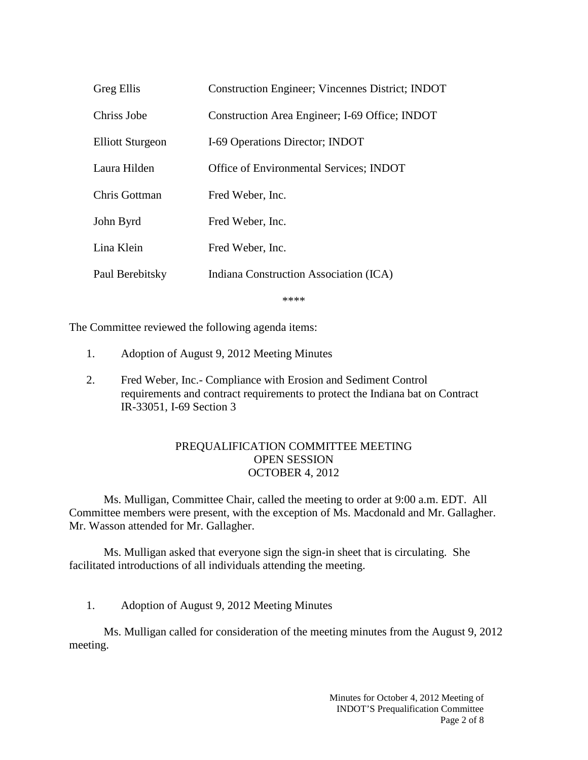| | |
|---|---|
| Greg Ellis | Construction Engineer; Vincennes District; INDOT |
| Chriss Jobe | Construction Area Engineer; I-69 Office; INDOT |
| Elliott Sturgeon | I-69 Operations Director; INDOT |
| Laura Hilden | Office of Environmental Services; INDOT |
| Chris Gottman | Fred Weber, Inc. |
| John Byrd | Fred Weber, Inc. |
| Lina Klein | Fred Weber, Inc. |
| Paul Berebitsky | Indiana Construction Association (ICA) |

****

The Committee reviewed the following agenda items:

1. Adoption of August 9, 2012 Meeting Minutes
2. Fred Weber, Inc.- Compliance with Erosion and Sediment Control requirements and contract requirements to protect the Indiana bat on Contract IR-33051, I-69 Section 3

## PREQUALIFICATION COMMITTEE MEETING
## OPEN SESSION
## OCTOBER 4, 2012

Ms. Mulligan, Committee Chair, called the meeting to order at 9:00 a.m. EDT. All Committee members were present, with the exception of Ms. Macdonald and Mr. Gallagher. Mr. Wasson attended for Mr. Gallagher.

Ms. Mulligan asked that everyone sign the sign-in sheet that is circulating. She facilitated introductions of all individuals attending the meeting.

1. Adoption of August 9, 2012 Meeting Minutes

Ms. Mulligan called for consideration of the meeting minutes from the August 9, 2012 meeting.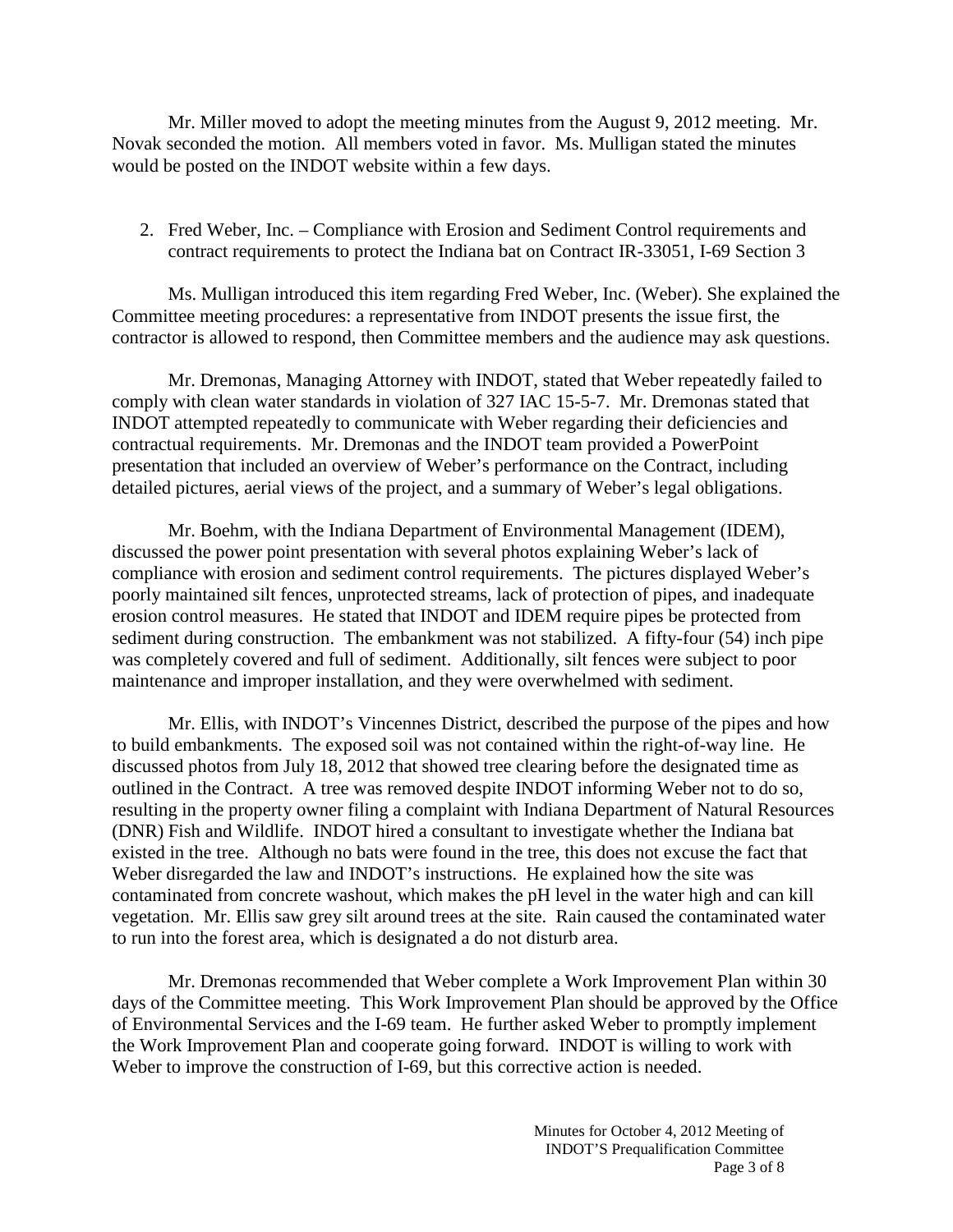Mr. Miller moved to adopt the meeting minutes from the August 9, 2012 meeting. Mr. Novak seconded the motion. All members voted in favor. Ms. Mulligan stated the minutes would be posted on the INDOT website within a few days.

2. Fred Weber, Inc. – Compliance with Erosion and Sediment Control requirements and contract requirements to protect the Indiana bat on Contract IR-33051, I-69 Section 3

Ms. Mulligan introduced this item regarding Fred Weber, Inc. (Weber). She explained the Committee meeting procedures: a representative from INDOT presents the issue first, the contractor is allowed to respond, then Committee members and the audience may ask questions.

Mr. Dremonas, Managing Attorney with INDOT, stated that Weber repeatedly failed to comply with clean water standards in violation of 327 IAC 15-5-7. Mr. Dremonas stated that INDOT attempted repeatedly to communicate with Weber regarding their deficiencies and contractual requirements. Mr. Dremonas and the INDOT team provided a PowerPoint presentation that included an overview of Weber's performance on the Contract, including detailed pictures, aerial views of the project, and a summary of Weber's legal obligations.

Mr. Boehm, with the Indiana Department of Environmental Management (IDEM), discussed the power point presentation with several photos explaining Weber's lack of compliance with erosion and sediment control requirements. The pictures displayed Weber's poorly maintained silt fences, unprotected streams, lack of protection of pipes, and inadequate erosion control measures. He stated that INDOT and IDEM require pipes be protected from sediment during construction. The embankment was not stabilized. A fifty-four (54) inch pipe was completely covered and full of sediment. Additionally, silt fences were subject to poor maintenance and improper installation, and they were overwhelmed with sediment.

Mr. Ellis, with INDOT's Vincennes District, described the purpose of the pipes and how to build embankments. The exposed soil was not contained within the right-of-way line. He discussed photos from July 18, 2012 that showed tree clearing before the designated time as outlined in the Contract. A tree was removed despite INDOT informing Weber not to do so, resulting in the property owner filing a complaint with Indiana Department of Natural Resources (DNR) Fish and Wildlife. INDOT hired a consultant to investigate whether the Indiana bat existed in the tree. Although no bats were found in the tree, this does not excuse the fact that Weber disregarded the law and INDOT's instructions. He explained how the site was contaminated from concrete washout, which makes the pH level in the water high and can kill vegetation. Mr. Ellis saw grey silt around trees at the site. Rain caused the contaminated water to run into the forest area, which is designated a do not disturb area.

Mr. Dremonas recommended that Weber complete a Work Improvement Plan within 30 days of the Committee meeting. This Work Improvement Plan should be approved by the Office of Environmental Services and the I-69 team. He further asked Weber to promptly implement the Work Improvement Plan and cooperate going forward. INDOT is willing to work with Weber to improve the construction of I-69, but this corrective action is needed.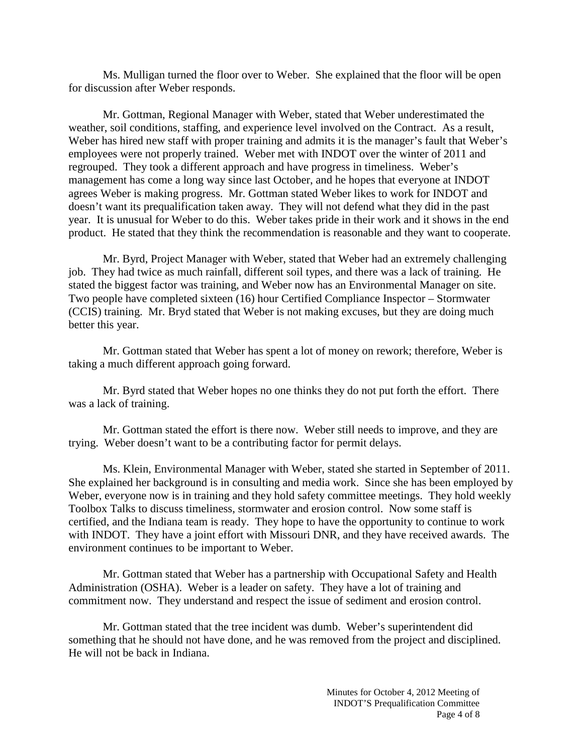Ms. Mulligan turned the floor over to Weber. She explained that the floor will be open for discussion after Weber responds.

Mr. Gottman, Regional Manager with Weber, stated that Weber underestimated the weather, soil conditions, staffing, and experience level involved on the Contract. As a result, Weber has hired new staff with proper training and admits it is the manager's fault that Weber's employees were not properly trained. Weber met with INDOT over the winter of 2011 and regrouped. They took a different approach and have progress in timeliness. Weber's management has come a long way since last October, and he hopes that everyone at INDOT agrees Weber is making progress. Mr. Gottman stated Weber likes to work for INDOT and doesn't want its prequalification taken away. They will not defend what they did in the past year. It is unusual for Weber to do this. Weber takes pride in their work and it shows in the end product. He stated that they think the recommendation is reasonable and they want to cooperate.

Mr. Byrd, Project Manager with Weber, stated that Weber had an extremely challenging job. They had twice as much rainfall, different soil types, and there was a lack of training. He stated the biggest factor was training, and Weber now has an Environmental Manager on site. Two people have completed sixteen (16) hour Certified Compliance Inspector – Stormwater (CCIS) training. Mr. Bryd stated that Weber is not making excuses, but they are doing much better this year.

Mr. Gottman stated that Weber has spent a lot of money on rework; therefore, Weber is taking a much different approach going forward.

Mr. Byrd stated that Weber hopes no one thinks they do not put forth the effort. There was a lack of training.

Mr. Gottman stated the effort is there now. Weber still needs to improve, and they are trying. Weber doesn't want to be a contributing factor for permit delays.

Ms. Klein, Environmental Manager with Weber, stated she started in September of 2011. She explained her background is in consulting and media work. Since she has been employed by Weber, everyone now is in training and they hold safety committee meetings. They hold weekly Toolbox Talks to discuss timeliness, stormwater and erosion control. Now some staff is certified, and the Indiana team is ready. They hope to have the opportunity to continue to work with INDOT. They have a joint effort with Missouri DNR, and they have received awards. The environment continues to be important to Weber.

Mr. Gottman stated that Weber has a partnership with Occupational Safety and Health Administration (OSHA). Weber is a leader on safety. They have a lot of training and commitment now. They understand and respect the issue of sediment and erosion control.

Mr. Gottman stated that the tree incident was dumb. Weber's superintendent did something that he should not have done, and he was removed from the project and disciplined. He will not be back in Indiana.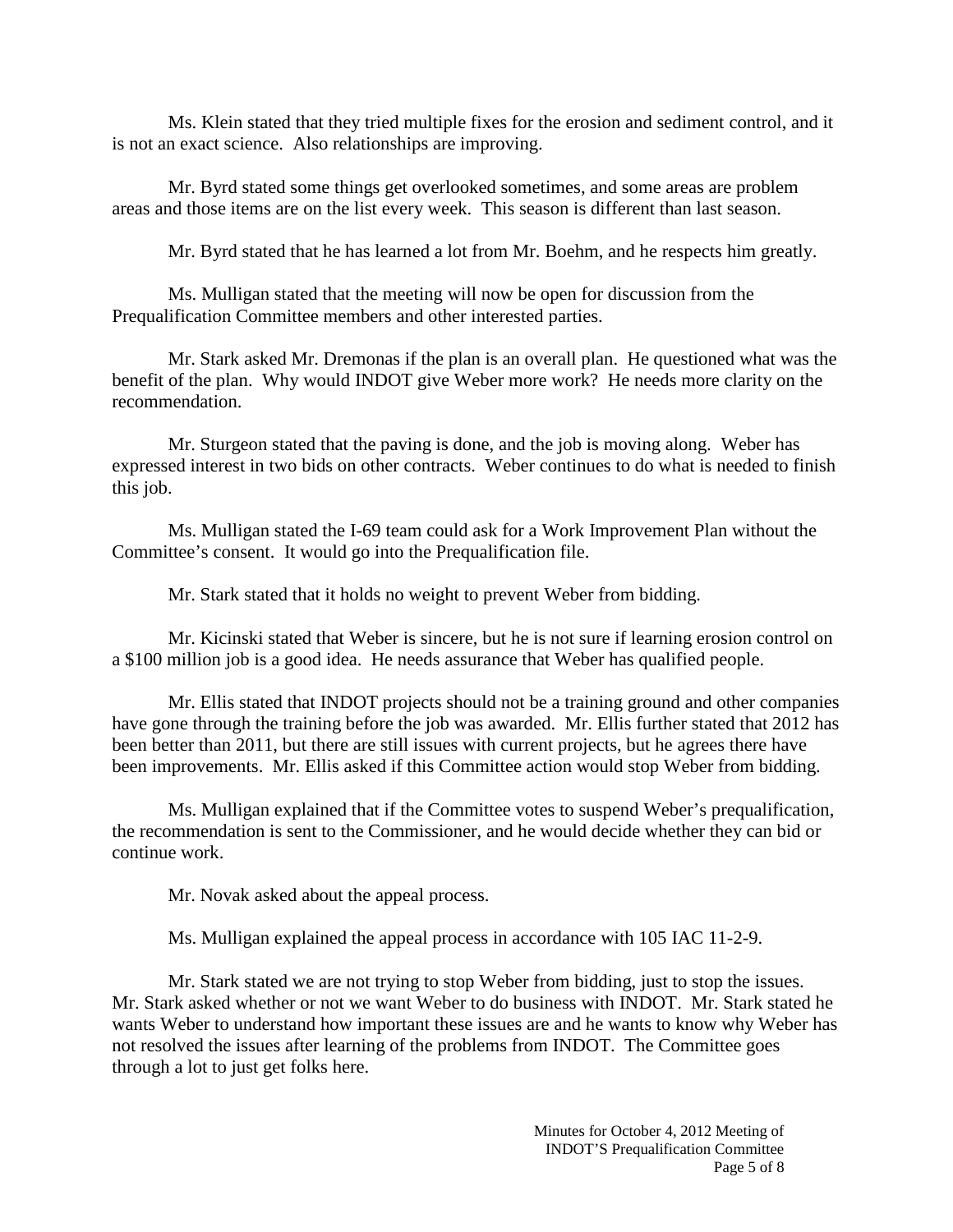Ms. Klein stated that they tried multiple fixes for the erosion and sediment control, and it is not an exact science. Also relationships are improving.

Mr. Byrd stated some things get overlooked sometimes, and some areas are problem areas and those items are on the list every week. This season is different than last season.

Mr. Byrd stated that he has learned a lot from Mr. Boehm, and he respects him greatly.

Ms. Mulligan stated that the meeting will now be open for discussion from the Prequalification Committee members and other interested parties.

Mr. Stark asked Mr. Dremonas if the plan is an overall plan. He questioned what was the benefit of the plan. Why would INDOT give Weber more work? He needs more clarity on the recommendation.

Mr. Sturgeon stated that the paving is done, and the job is moving along. Weber has expressed interest in two bids on other contracts. Weber continues to do what is needed to finish this job.

Ms. Mulligan stated the I-69 team could ask for a Work Improvement Plan without the Committee's consent. It would go into the Prequalification file.

Mr. Stark stated that it holds no weight to prevent Weber from bidding.

Mr. Kicinski stated that Weber is sincere, but he is not sure if learning erosion control on a $100 million job is a good idea. He needs assurance that Weber has qualified people.

Mr. Ellis stated that INDOT projects should not be a training ground and other companies have gone through the training before the job was awarded. Mr. Ellis further stated that 2012 has been better than 2011, but there are still issues with current projects, but he agrees there have been improvements. Mr. Ellis asked if this Committee action would stop Weber from bidding.

Ms. Mulligan explained that if the Committee votes to suspend Weber's prequalification, the recommendation is sent to the Commissioner, and he would decide whether they can bid or continue work.

Mr. Novak asked about the appeal process.

Ms. Mulligan explained the appeal process in accordance with 105 IAC 11-2-9.

Mr. Stark stated we are not trying to stop Weber from bidding, just to stop the issues. Mr. Stark asked whether or not we want Weber to do business with INDOT. Mr. Stark stated he wants Weber to understand how important these issues are and he wants to know why Weber has not resolved the issues after learning of the problems from INDOT. The Committee goes through a lot to just get folks here.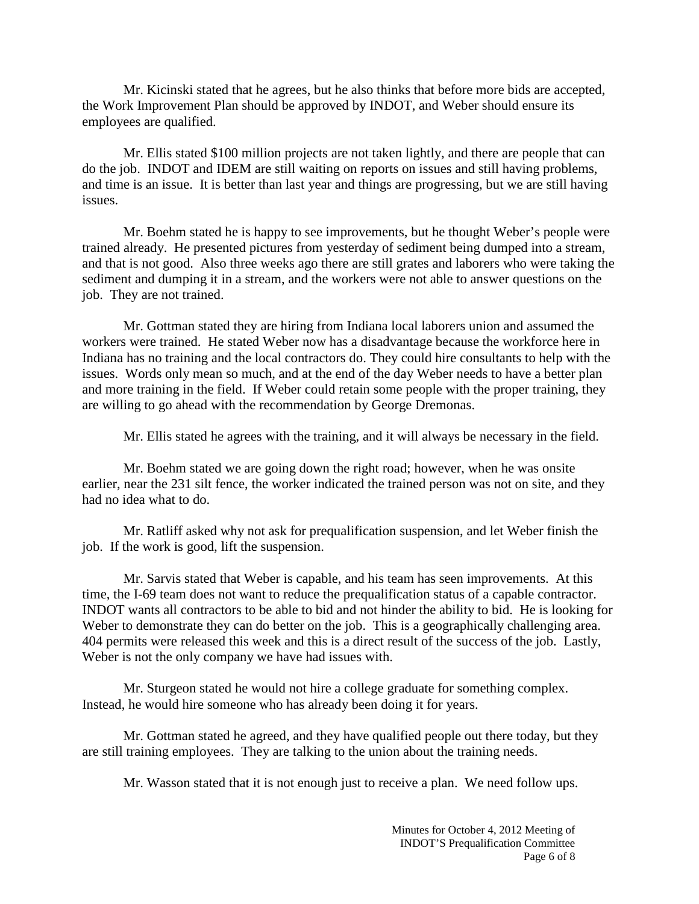Mr. Kicinski stated that he agrees, but he also thinks that before more bids are accepted, the Work Improvement Plan should be approved by INDOT, and Weber should ensure its employees are qualified.

Mr. Ellis stated $100 million projects are not taken lightly, and there are people that can do the job. INDOT and IDEM are still waiting on reports on issues and still having problems, and time is an issue. It is better than last year and things are progressing, but we are still having issues.

Mr. Boehm stated he is happy to see improvements, but he thought Weber's people were trained already. He presented pictures from yesterday of sediment being dumped into a stream, and that is not good. Also three weeks ago there are still grates and laborers who were taking the sediment and dumping it in a stream, and the workers were not able to answer questions on the job. They are not trained.

Mr. Gottman stated they are hiring from Indiana local laborers union and assumed the workers were trained. He stated Weber now has a disadvantage because the workforce here in Indiana has no training and the local contractors do. They could hire consultants to help with the issues. Words only mean so much, and at the end of the day Weber needs to have a better plan and more training in the field. If Weber could retain some people with the proper training, they are willing to go ahead with the recommendation by George Dremonas.

Mr. Ellis stated he agrees with the training, and it will always be necessary in the field.

Mr. Boehm stated we are going down the right road; however, when he was onsite earlier, near the 231 silt fence, the worker indicated the trained person was not on site, and they had no idea what to do.

Mr. Ratliff asked why not ask for prequalification suspension, and let Weber finish the job. If the work is good, lift the suspension.

Mr. Sarvis stated that Weber is capable, and his team has seen improvements. At this time, the I-69 team does not want to reduce the prequalification status of a capable contractor. INDOT wants all contractors to be able to bid and not hinder the ability to bid. He is looking for Weber to demonstrate they can do better on the job. This is a geographically challenging area. 404 permits were released this week and this is a direct result of the success of the job. Lastly, Weber is not the only company we have had issues with.

Mr. Sturgeon stated he would not hire a college graduate for something complex. Instead, he would hire someone who has already been doing it for years.

Mr. Gottman stated he agreed, and they have qualified people out there today, but they are still training employees. They are talking to the union about the training needs.

Mr. Wasson stated that it is not enough just to receive a plan. We need follow ups.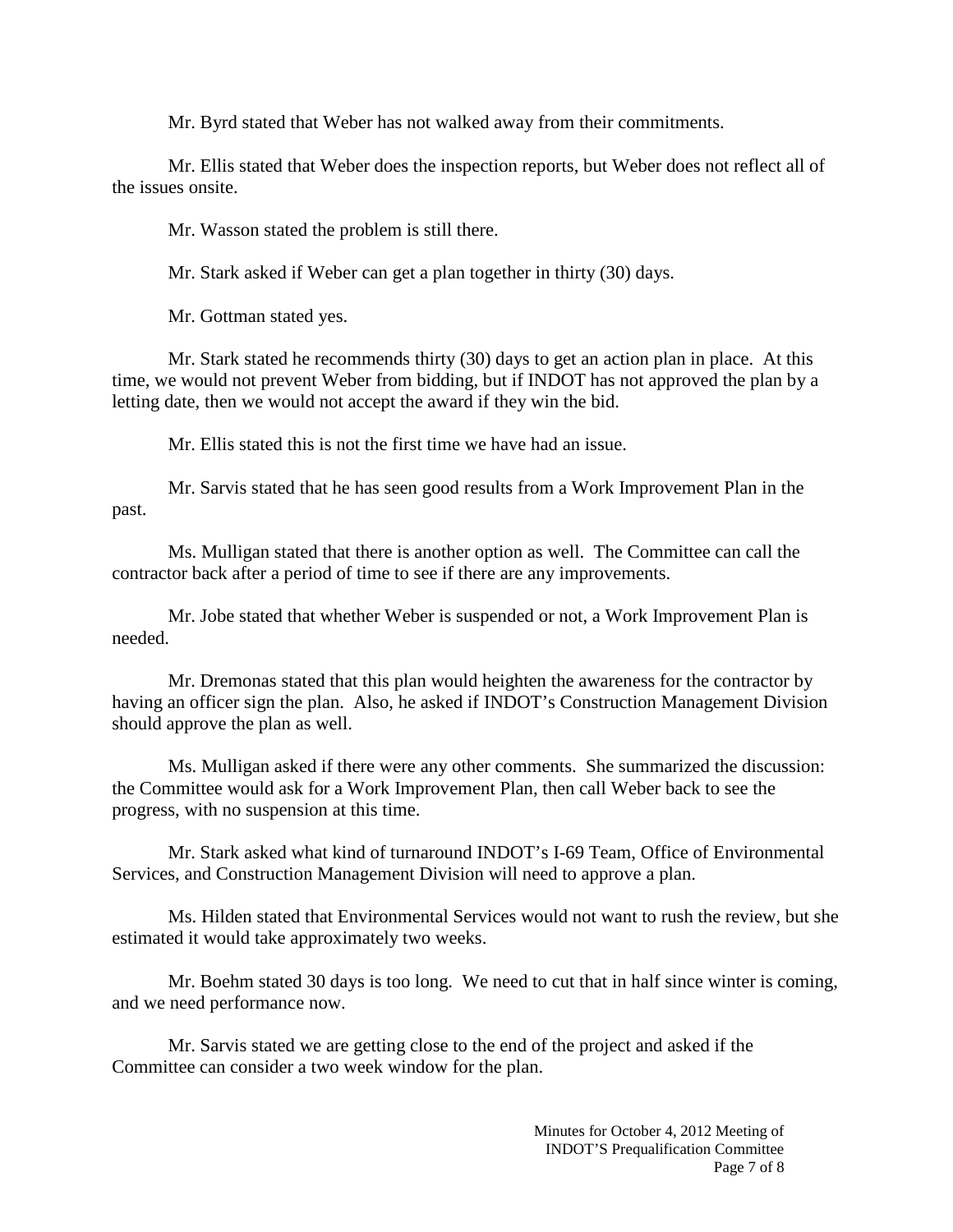Mr. Byrd stated that Weber has not walked away from their commitments.

Mr. Ellis stated that Weber does the inspection reports, but Weber does not reflect all of the issues onsite.

Mr. Wasson stated the problem is still there.

Mr. Stark asked if Weber can get a plan together in thirty (30) days.

Mr. Gottman stated yes.

Mr. Stark stated he recommends thirty (30) days to get an action plan in place. At this time, we would not prevent Weber from bidding, but if INDOT has not approved the plan by a letting date, then we would not accept the award if they win the bid.

Mr. Ellis stated this is not the first time we have had an issue.

Mr. Sarvis stated that he has seen good results from a Work Improvement Plan in the past.

Ms. Mulligan stated that there is another option as well. The Committee can call the contractor back after a period of time to see if there are any improvements.

Mr. Jobe stated that whether Weber is suspended or not, a Work Improvement Plan is needed.

Mr. Dremonas stated that this plan would heighten the awareness for the contractor by having an officer sign the plan. Also, he asked if INDOT's Construction Management Division should approve the plan as well.

Ms. Mulligan asked if there were any other comments. She summarized the discussion: the Committee would ask for a Work Improvement Plan, then call Weber back to see the progress, with no suspension at this time.

Mr. Stark asked what kind of turnaround INDOT's I-69 Team, Office of Environmental Services, and Construction Management Division will need to approve a plan.

Ms. Hilden stated that Environmental Services would not want to rush the review, but she estimated it would take approximately two weeks.

Mr. Boehm stated 30 days is too long. We need to cut that in half since winter is coming, and we need performance now.

Mr. Sarvis stated we are getting close to the end of the project and asked if the Committee can consider a two week window for the plan.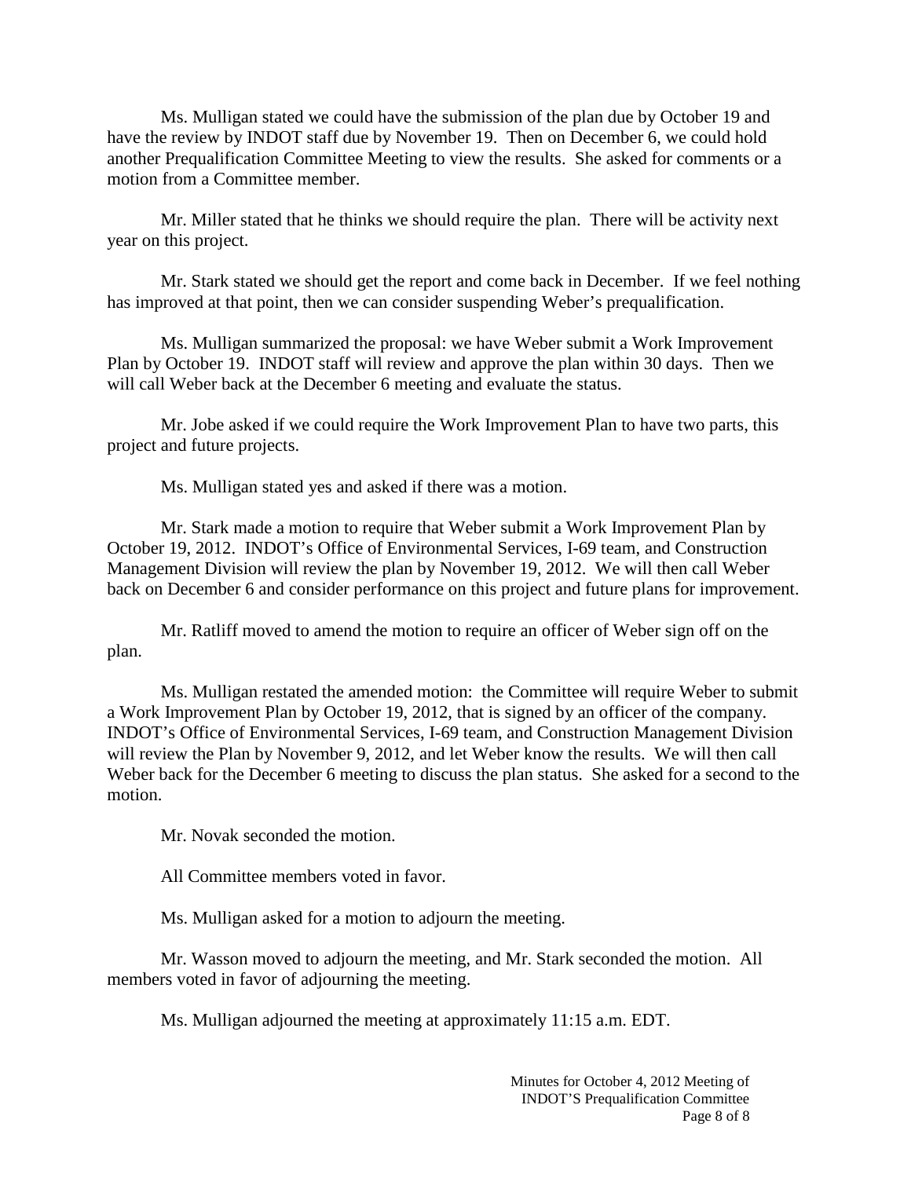Ms. Mulligan stated we could have the submission of the plan due by October 19 and have the review by INDOT staff due by November 19. Then on December 6, we could hold another Prequalification Committee Meeting to view the results. She asked for comments or a motion from a Committee member.

Mr. Miller stated that he thinks we should require the plan. There will be activity next year on this project.

Mr. Stark stated we should get the report and come back in December. If we feel nothing has improved at that point, then we can consider suspending Weber's prequalification.

Ms. Mulligan summarized the proposal: we have Weber submit a Work Improvement Plan by October 19. INDOT staff will review and approve the plan within 30 days. Then we will call Weber back at the December 6 meeting and evaluate the status.

Mr. Jobe asked if we could require the Work Improvement Plan to have two parts, this project and future projects.

Ms. Mulligan stated yes and asked if there was a motion.

Mr. Stark made a motion to require that Weber submit a Work Improvement Plan by October 19, 2012. INDOT's Office of Environmental Services, I-69 team, and Construction Management Division will review the plan by November 19, 2012. We will then call Weber back on December 6 and consider performance on this project and future plans for improvement.

Mr. Ratliff moved to amend the motion to require an officer of Weber sign off on the plan.

Ms. Mulligan restated the amended motion: the Committee will require Weber to submit a Work Improvement Plan by October 19, 2012, that is signed by an officer of the company. INDOT's Office of Environmental Services, I-69 team, and Construction Management Division will review the Plan by November 9, 2012, and let Weber know the results. We will then call Weber back for the December 6 meeting to discuss the plan status. She asked for a second to the motion.

Mr. Novak seconded the motion.

All Committee members voted in favor.

Ms. Mulligan asked for a motion to adjourn the meeting.

Mr. Wasson moved to adjourn the meeting, and Mr. Stark seconded the motion. All members voted in favor of adjourning the meeting.

Ms. Mulligan adjourned the meeting at approximately 11:15 a.m. EDT.